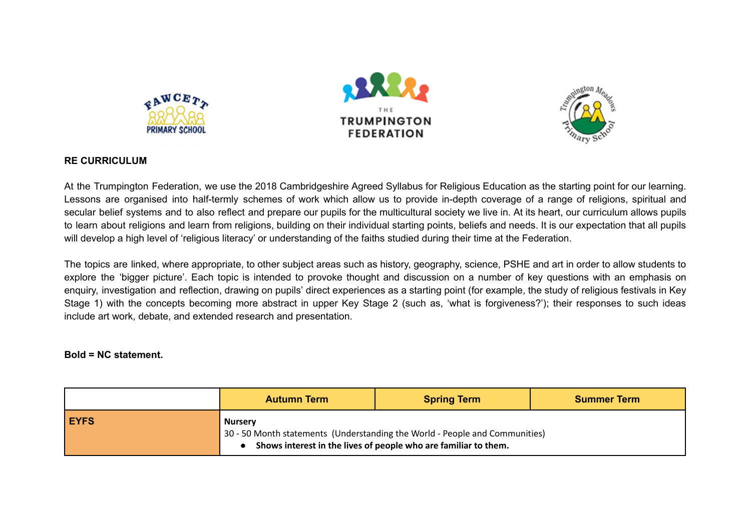**RE CURRICULUM**

At the Trumpington Federation, we use the 2018 Cambridgeshire Agreed Syllabus for Religious Education as the starting point for our learning. Lessons are organised into half-termly schemes of work which allow us to provide in-depth coverage of a range of religions, spiritual and secular belief systems and to also reflect and prepare our pupils for the multicultural society we live in. At its heart, our curriculum allows pupils to learn about religions and learn from religions, building on their individual starting points, beliefs and needs. It is our expectation that all pupils will develop a high level of 'religious literacy' or understanding of the faiths studied during their time at the Federation.

The topics are linked, where appropriate, to other subject areas such as history, geography, science, PSHE and art in order to allow students to explore the 'bigger picture'. Each topic is intended to provoke thought and discussion on a number of key questions with an emphasis on enquiry, investigation and reflection, drawing on pupils' direct experiences as a starting point (for example, the study of religious festivals in Key Stage 1) with the concepts becoming more abstract in upper Key Stage 2 (such as, 'what is forgiveness?'); their responses to such ideas include art work, debate, and extended research and presentation.

**Bold = NC statement.**

| | Autumn Term | Spring Term | Summer Term |
|---|---|---|---|
| **EYFS** | **Nursery**<br>30 - 50 Month statements (Understanding the World - People and Communities)<br>● **Shows interest in the lives of people who are familiar to them.** | | |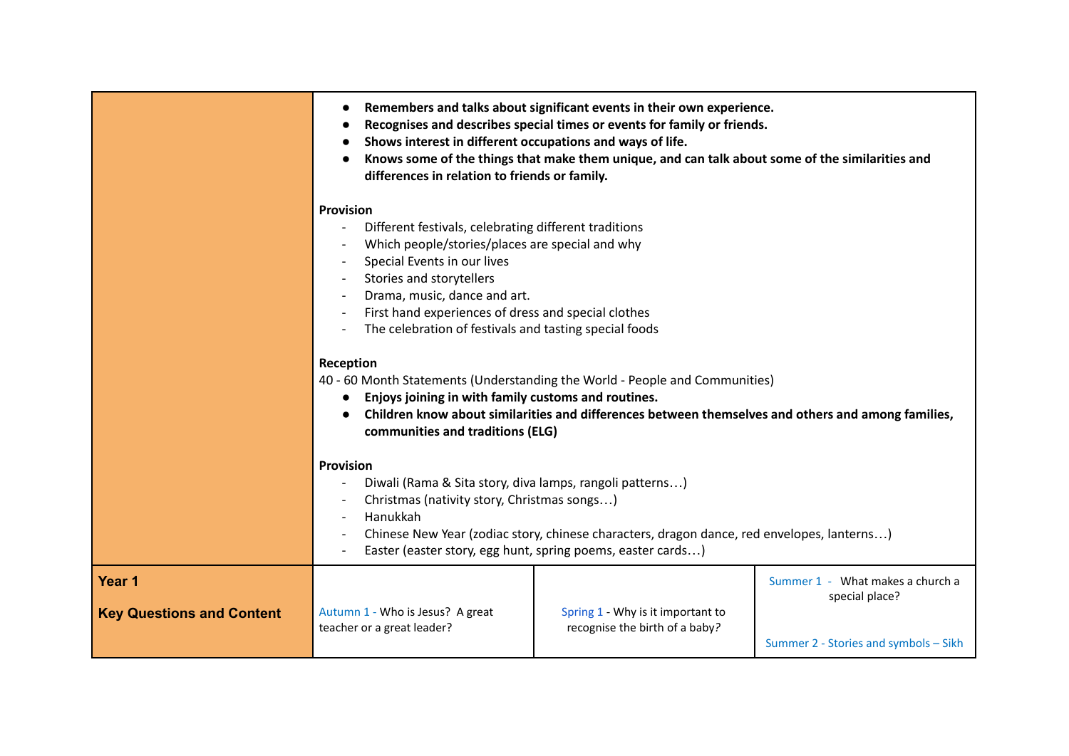| | | | |
|---|---|---|---|
| | <ul><li>**Remembers and talks about significant events in their own experience.**</li><li>**Recognises and describes special times or events for family or friends.**</li><li>**Shows interest in different occupations and ways of life.**</li><li>**Knows some of the things that make them unique, and can talk about some of the similarities and differences in relation to friends or family.**</li></ul> **Provision** <br>- Different festivals, celebrating different traditions<br>- Which people/stories/places are special and why<br>- Special Events in our lives<br>- Stories and storytellers<br>- Drama, music, dance and art.<br>- First hand experiences of dress and special clothes<br>- The celebration of festivals and tasting special foods<br><br>**Reception**<br>40 - 60 Month Statements (Understanding the World - People and Communities)<ul><li>**Enjoys joining in with family customs and routines.**</li><li>**Children know about similarities and differences between themselves and others and among families, communities and traditions (ELG)**</li></ul> **Provision**<br>- Diwali (Rama & Sita story, diva lamps, rangoli patterns…)<br>- Christmas (nativity story, Christmas songs…)<br>- Hanukkah<br>- Chinese New Year (zodiac story, chinese characters, dragon dance, red envelopes, lanterns…)<br>- Easter (easter story, egg hunt, spring poems, easter cards…) | | |
| **Year 1**<br><br>**Key Questions and Content** | Autumn 1 - Who is Jesus? A great teacher or a great leader? | Spring 1 - Why is it important to recognise the birth of a baby? | Summer 1 - What makes a church a special place?<br><br>Summer 2 - Stories and symbols – Sikh |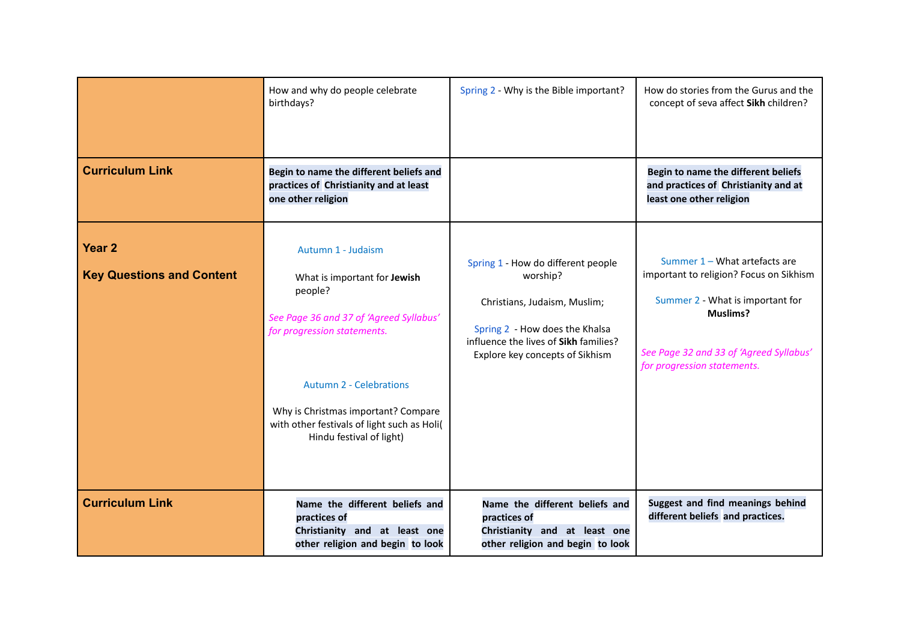| | | | |
|---|---|---|---|
| | How and why do people celebrate birthdays? | Spring 2 - Why is the Bible important? | How do stories from the Gurus and the concept of seva affect **Sikh** children? |
| **Curriculum Link** | **Begin to name the different beliefs and practices of Christianity and at least one other religion** | | **Begin to name the different beliefs and practices of Christianity and at least one other religion** |
| **Year 2**<br><br>**Key Questions and Content** | Autumn 1 - Judaism<br><br>What is important for **Jewish** people?<br><br>*See Page 36 and 37 of 'Agreed Syllabus' for progression statements.*<br><br>Autumn 2 - Celebrations<br><br>Why is Christmas important? Compare with other festivals of light such as Holi( Hindu festival of light) | Spring 1 - How do different people worship?<br><br>Christians, Judaism, Muslim;<br><br>Spring 2 - How does the Khalsa influence the lives of **Sikh** families? Explore key concepts of Sikhism | Summer 1 – What artefacts are important to religion? Focus on Sikhism<br><br>Summer 2 - What is important for **Muslims?**<br><br>*See Page 32 and 33 of 'Agreed Syllabus' for progression statements.* |
| **Curriculum Link** | **Name the different beliefs and practices of Christianity and at least one other religion and begin to look** | **Name the different beliefs and practices of Christianity and at least one other religion and begin to look** | **Suggest and find meanings behind different beliefs and practices.** |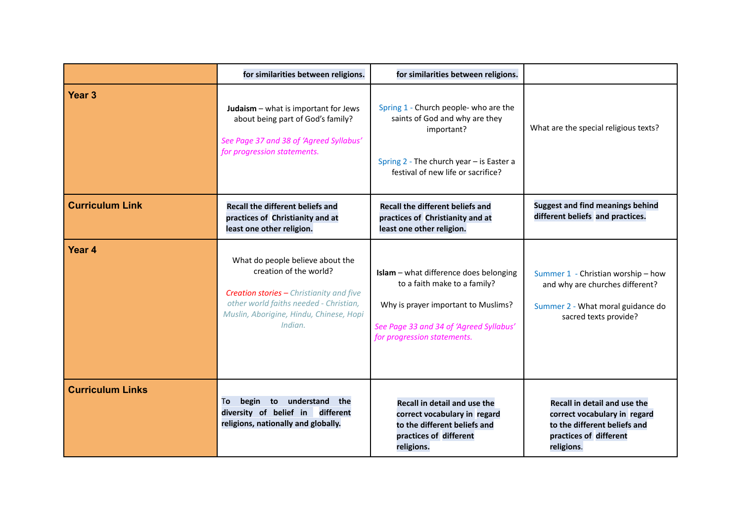| | **for similarities between religions.** | **for similarities between religions.** | |
|---|---|---|---|
| **Year 3** | **Judaism** – what is important for Jews about being part of God's family?<br><br>*See Page 37 and 38 of 'Agreed Syllabus' for progression statements.* | Spring 1 - Church people- who are the saints of God and why are they important?<br><br>Spring 2 - The church year – is Easter a festival of new life or sacrifice? | What are the special religious texts? |
| **Curriculum Link** | **Recall the different beliefs and practices of Christianity and at least one other religion.** | **Recall the different beliefs and practices of Christianity and at least one other religion.** | **Suggest and find meanings behind different beliefs and practices.** |
| **Year 4** | What do people believe about the creation of the world?<br><br>*Creation stories – Christianity and five other world faiths needed - Christian, Muslin, Aborigine, Hindu, Chinese, Hopi Indian.* | **Islam** – what difference does belonging to a faith make to a family?<br><br>Why is prayer important to Muslims?<br><br>*See Page 33 and 34 of 'Agreed Syllabus' for progression statements.* | Summer 1 - Christian worship – how and why are churches different?<br><br>Summer 2 - What moral guidance do sacred texts provide? |
| **Curriculum Links** | To **begin to understand the diversity of belief in different religions, nationally and globally.** | **Recall in detail and use the correct vocabulary in regard to the different beliefs and practices of different religions.** | **Recall in detail and use the correct vocabulary in regard to the different beliefs and practices of different religions.** |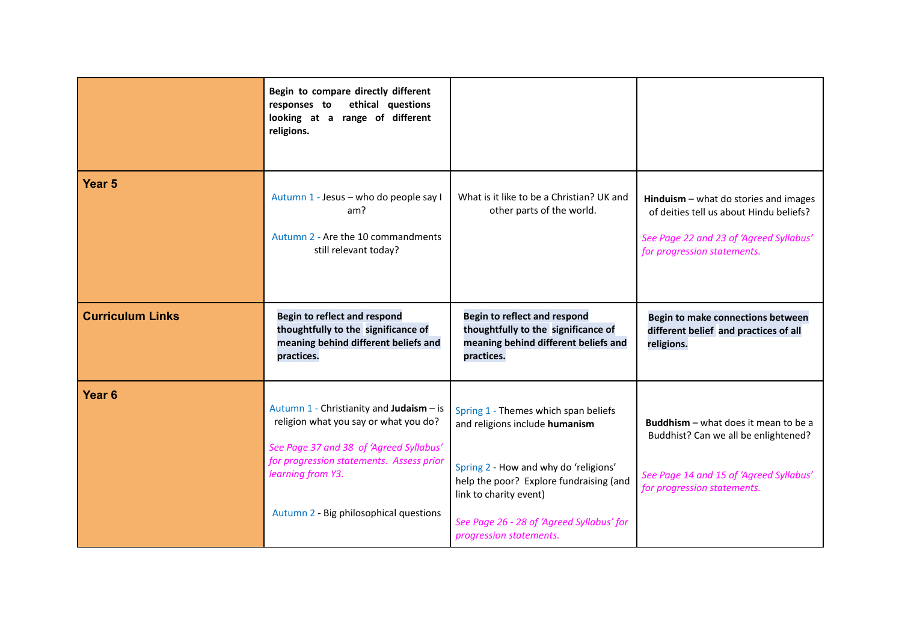| | | | |
|---|---|---|---|
| | **Begin to compare directly different responses to ethical questions looking at a range of different religions.** | | |
| **Year 5** | Autumn 1 - Jesus – who do people say I am?<br><br>Autumn 2 - Are the 10 commandments still relevant today? | What is it like to be a Christian? UK and other parts of the world. | **Hinduism** – what do stories and images of deities tell us about Hindu beliefs?<br><br>*See Page 22 and 23 of 'Agreed Syllabus' for progression statements.* |
| **Curriculum Links** | **Begin to reflect and respond thoughtfully to the significance of meaning behind different beliefs and practices.** | **Begin to reflect and respond thoughtfully to the significance of meaning behind different beliefs and practices.** | **Begin to make connections between different belief and practices of all religions.** |
| **Year 6** | Autumn 1 - Christianity and **Judaism** – is religion what you say or what you do?<br><br>*See Page 37 and 38 of 'Agreed Syllabus' for progression statements. Assess prior learning from Y3.*<br><br>Autumn 2 - Big philosophical questions | Spring 1 - Themes which span beliefs and religions include **humanism**<br><br>Spring 2 - How and why do 'religions' help the poor? Explore fundraising (and link to charity event)<br><br>*See Page 26 - 28 of 'Agreed Syllabus' for progression statements.* | **Buddhism** – what does it mean to be a Buddhist? Can we all be enlightened?<br><br>*See Page 14 and 15 of 'Agreed Syllabus' for progression statements.* |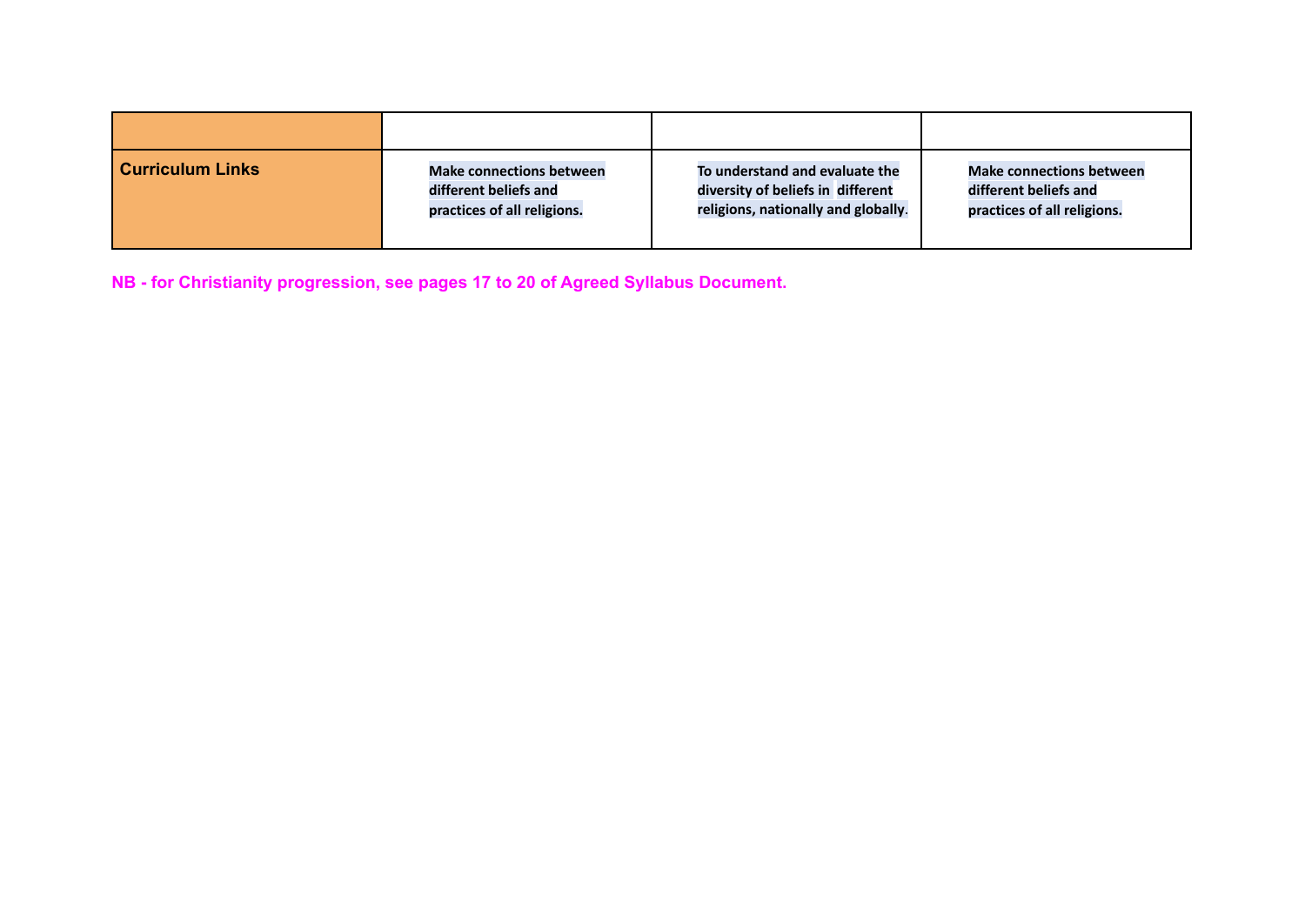| | | | |
|---|---|---|---|
| | | | |
| **Curriculum Links** | **Make connections between different beliefs and practices of all religions.** | **To understand and evaluate the diversity of beliefs in different religions, nationally and globally.** | **Make connections between different beliefs and practices of all religions.** |

**NB - for Christianity progression, see pages 17 to 20 of Agreed Syllabus Document.**